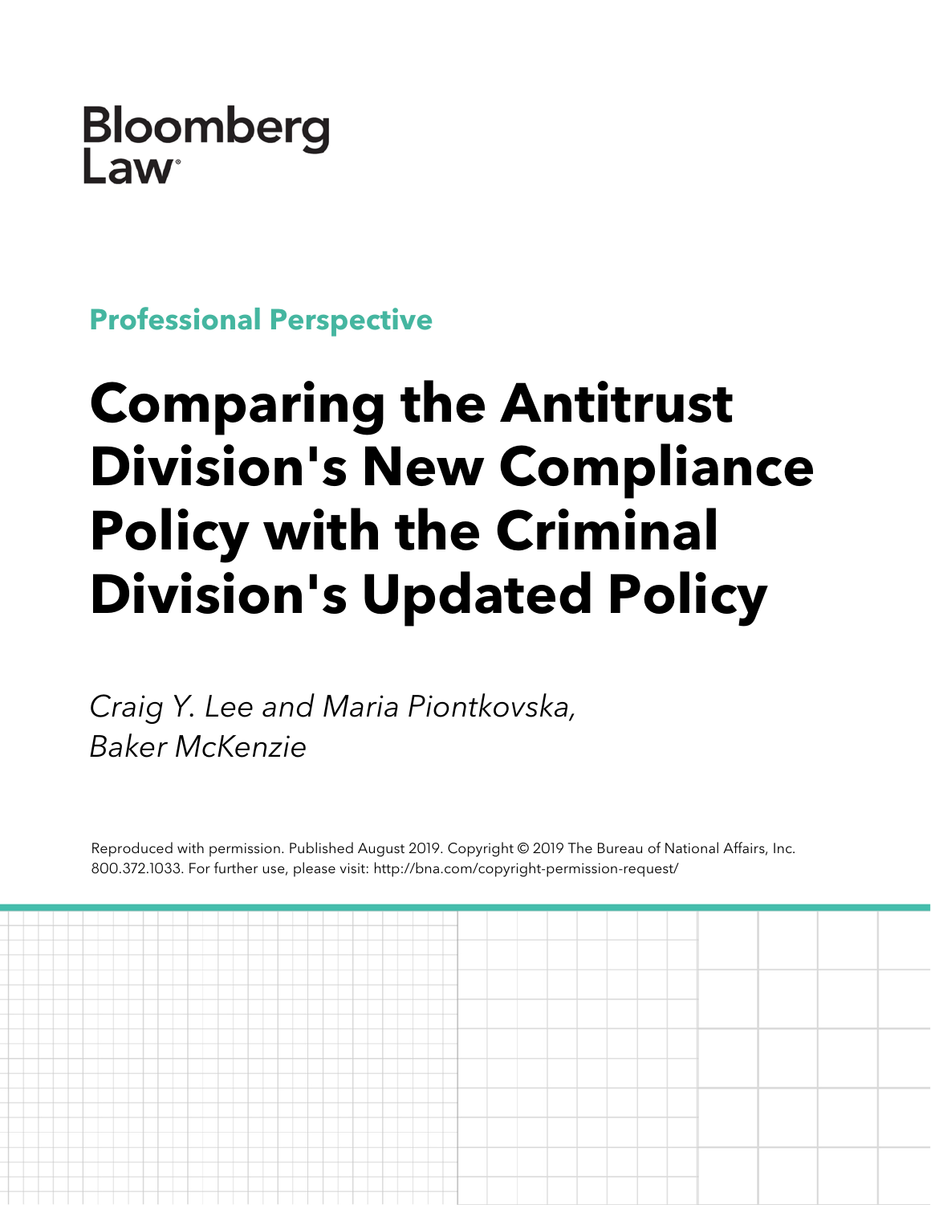Bloomberg Law

**Professional Perspective**

# Comparing the Antitrust Division's New Compliance Policy with the Criminal Division's Updated Policy

*Craig Y. Lee and Maria Piontkovska, Baker McKenzie*

Reproduced with permission. Published August 2019. Copyright © 2019 The Bureau of National Affairs, Inc. 800.372.1033. For further use, please visit: http://bna.com/copyright-permission-request/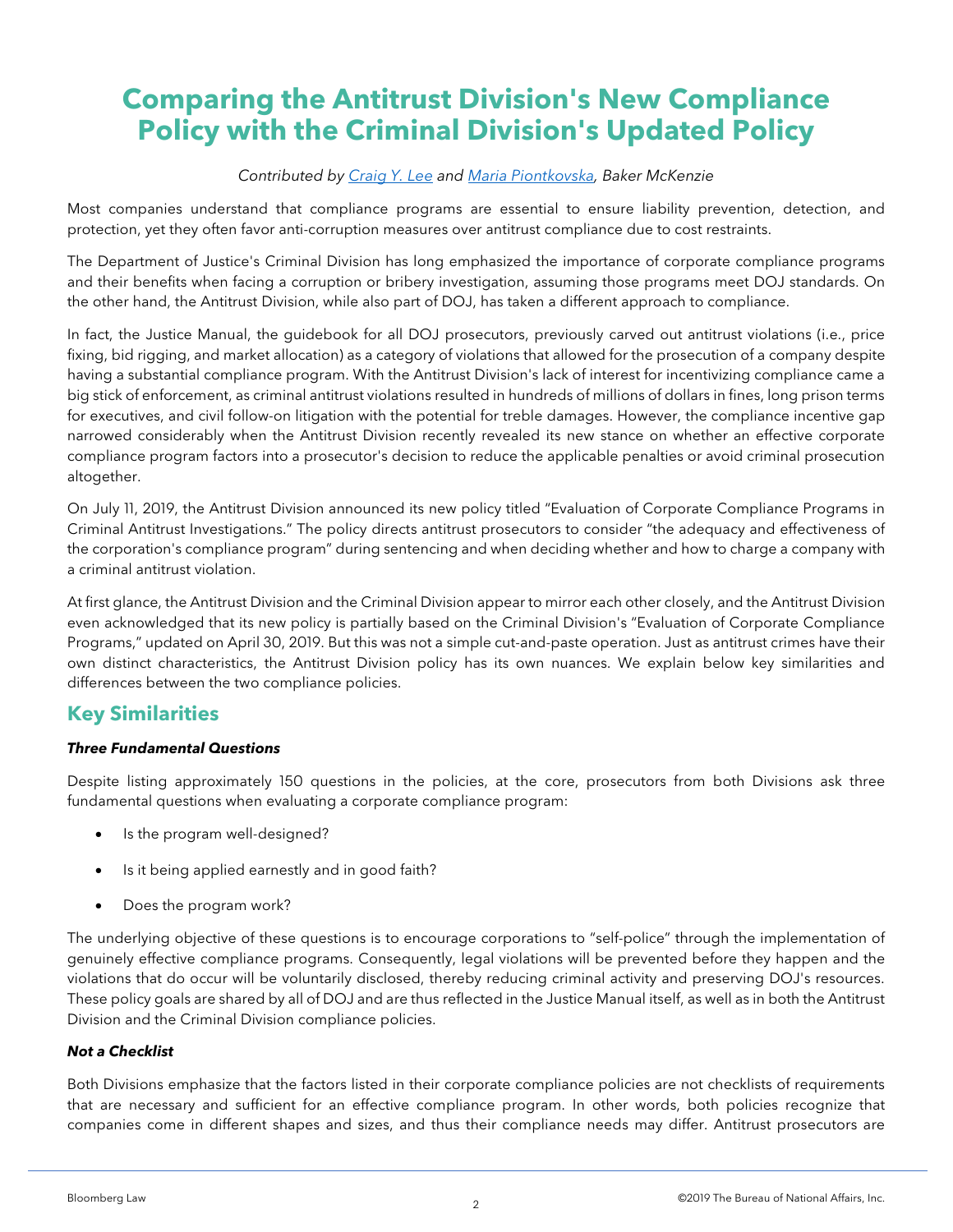# Comparing the Antitrust Division's New Compliance Policy with the Criminal Division's Updated Policy

*Contributed by [Craig Y. Lee] and [Maria Piontkovska], Baker McKenzie*

Most companies understand that compliance programs are essential to ensure liability prevention, detection, and protection, yet they often favor anti-corruption measures over antitrust compliance due to cost restraints.

The Department of Justice's Criminal Division has long emphasized the importance of corporate compliance programs and their benefits when facing a corruption or bribery investigation, assuming those programs meet DOJ standards. On the other hand, the Antitrust Division, while also part of DOJ, has taken a different approach to compliance.

In fact, the Justice Manual, the guidebook for all DOJ prosecutors, previously carved out antitrust violations (i.e., price fixing, bid rigging, and market allocation) as a category of violations that allowed for the prosecution of a company despite having a substantial compliance program. With the Antitrust Division's lack of interest for incentivizing compliance came a big stick of enforcement, as criminal antitrust violations resulted in hundreds of millions of dollars in fines, long prison terms for executives, and civil follow-on litigation with the potential for treble damages. However, the compliance incentive gap narrowed considerably when the Antitrust Division recently revealed its new stance on whether an effective corporate compliance program factors into a prosecutor's decision to reduce the applicable penalties or avoid criminal prosecution altogether.

On July 11, 2019, the Antitrust Division announced its new policy titled "Evaluation of Corporate Compliance Programs in Criminal Antitrust Investigations." The policy directs antitrust prosecutors to consider "the adequacy and effectiveness of the corporation's compliance program" during sentencing and when deciding whether and how to charge a company with a criminal antitrust violation.

At first glance, the Antitrust Division and the Criminal Division appear to mirror each other closely, and the Antitrust Division even acknowledged that its new policy is partially based on the Criminal Division's "Evaluation of Corporate Compliance Programs," updated on April 30, 2019. But this was not a simple cut-and-paste operation. Just as antitrust crimes have their own distinct characteristics, the Antitrust Division policy has its own nuances. We explain below key similarities and differences between the two compliance policies.

## Key Similarities

### *Three Fundamental Questions*

Despite listing approximately 150 questions in the policies, at the core, prosecutors from both Divisions ask three fundamental questions when evaluating a corporate compliance program:

- Is the program well-designed?
- Is it being applied earnestly and in good faith?
- Does the program work?

The underlying objective of these questions is to encourage corporations to "self-police" through the implementation of genuinely effective compliance programs. Consequently, legal violations will be prevented before they happen and the violations that do occur will be voluntarily disclosed, thereby reducing criminal activity and preserving DOJ's resources. These policy goals are shared by all of DOJ and are thus reflected in the Justice Manual itself, as well as in both the Antitrust Division and the Criminal Division compliance policies.

### *Not a Checklist*

Both Divisions emphasize that the factors listed in their corporate compliance policies are not checklists of requirements that are necessary and sufficient for an effective compliance program. In other words, both policies recognize that companies come in different shapes and sizes, and thus their compliance needs may differ. Antitrust prosecutors are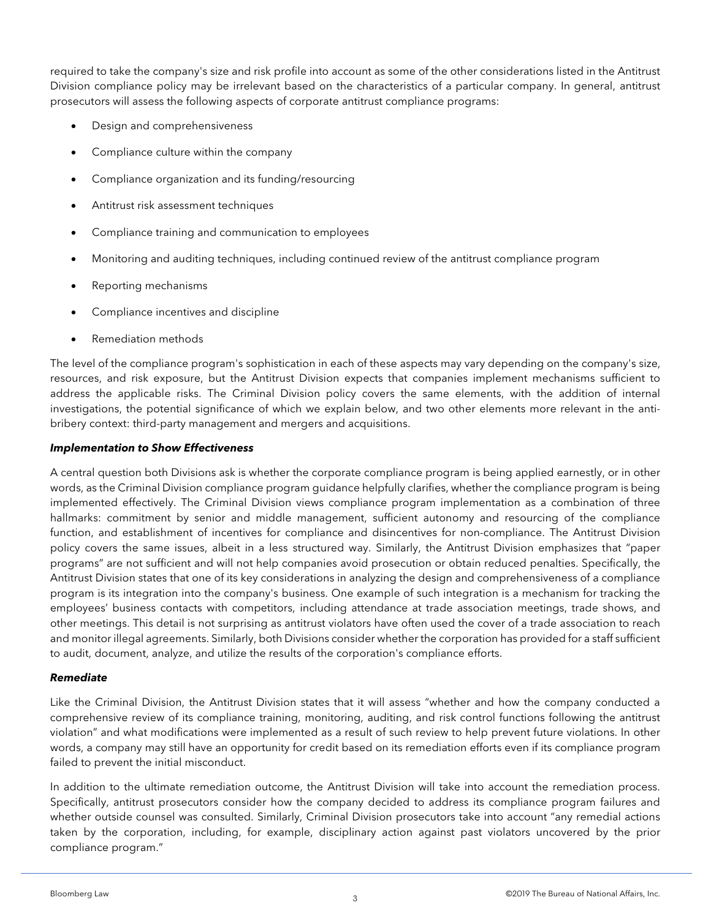required to take the company's size and risk profile into account as some of the other considerations listed in the Antitrust Division compliance policy may be irrelevant based on the characteristics of a particular company. In general, antitrust prosecutors will assess the following aspects of corporate antitrust compliance programs:

- Design and comprehensiveness
- Compliance culture within the company
- Compliance organization and its funding/resourcing
- Antitrust risk assessment techniques
- Compliance training and communication to employees
- Monitoring and auditing techniques, including continued review of the antitrust compliance program
- Reporting mechanisms
- Compliance incentives and discipline
- Remediation methods

The level of the compliance program's sophistication in each of these aspects may vary depending on the company's size, resources, and risk exposure, but the Antitrust Division expects that companies implement mechanisms sufficient to address the applicable risks. The Criminal Division policy covers the same elements, with the addition of internal investigations, the potential significance of which we explain below, and two other elements more relevant in the anti-bribery context: third-party management and mergers and acquisitions.

***Implementation to Show Effectiveness***

A central question both Divisions ask is whether the corporate compliance program is being applied earnestly, or in other words, as the Criminal Division compliance program guidance helpfully clarifies, whether the compliance program is being implemented effectively. The Criminal Division views compliance program implementation as a combination of three hallmarks: commitment by senior and middle management, sufficient autonomy and resourcing of the compliance function, and establishment of incentives for compliance and disincentives for non-compliance. The Antitrust Division policy covers the same issues, albeit in a less structured way. Similarly, the Antitrust Division emphasizes that "paper programs" are not sufficient and will not help companies avoid prosecution or obtain reduced penalties. Specifically, the Antitrust Division states that one of its key considerations in analyzing the design and comprehensiveness of a compliance program is its integration into the company's business. One example of such integration is a mechanism for tracking the employees' business contacts with competitors, including attendance at trade association meetings, trade shows, and other meetings. This detail is not surprising as antitrust violators have often used the cover of a trade association to reach and monitor illegal agreements. Similarly, both Divisions consider whether the corporation has provided for a staff sufficient to audit, document, analyze, and utilize the results of the corporation's compliance efforts.

***Remediate***

Like the Criminal Division, the Antitrust Division states that it will assess "whether and how the company conducted a comprehensive review of its compliance training, monitoring, auditing, and risk control functions following the antitrust violation" and what modifications were implemented as a result of such review to help prevent future violations. In other words, a company may still have an opportunity for credit based on its remediation efforts even if its compliance program failed to prevent the initial misconduct.

In addition to the ultimate remediation outcome, the Antitrust Division will take into account the remediation process. Specifically, antitrust prosecutors consider how the company decided to address its compliance program failures and whether outside counsel was consulted. Similarly, Criminal Division prosecutors take into account "any remedial actions taken by the corporation, including, for example, disciplinary action against past violators uncovered by the prior compliance program."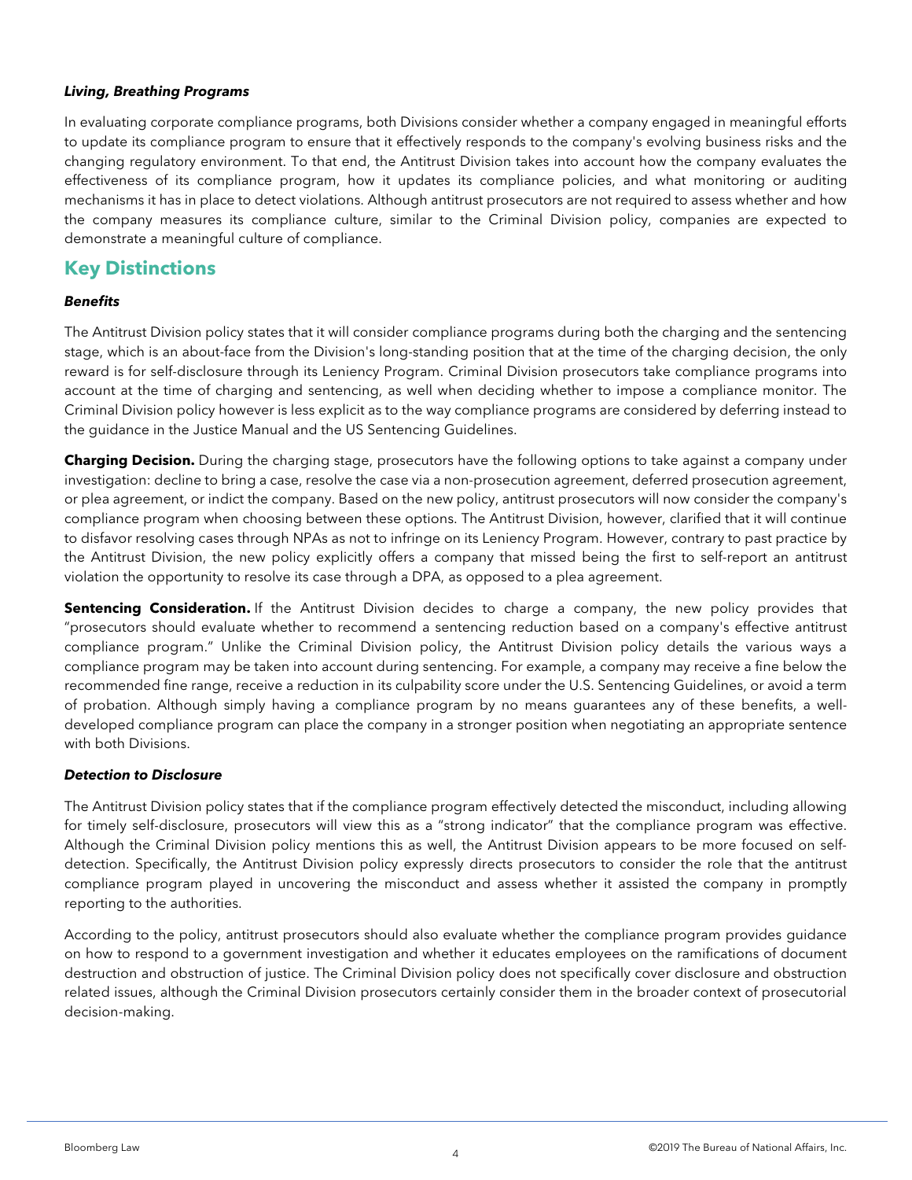***Living, Breathing Programs***

In evaluating corporate compliance programs, both Divisions consider whether a company engaged in meaningful efforts to update its compliance program to ensure that it effectively responds to the company's evolving business risks and the changing regulatory environment. To that end, the Antitrust Division takes into account how the company evaluates the effectiveness of its compliance program, how it updates its compliance policies, and what monitoring or auditing mechanisms it has in place to detect violations. Although antitrust prosecutors are not required to assess whether and how the company measures its compliance culture, similar to the Criminal Division policy, companies are expected to demonstrate a meaningful culture of compliance.

## Key Distinctions

***Benefits***

The Antitrust Division policy states that it will consider compliance programs during both the charging and the sentencing stage, which is an about-face from the Division's long-standing position that at the time of the charging decision, the only reward is for self-disclosure through its Leniency Program. Criminal Division prosecutors take compliance programs into account at the time of charging and sentencing, as well when deciding whether to impose a compliance monitor. The Criminal Division policy however is less explicit as to the way compliance programs are considered by deferring instead to the guidance in the Justice Manual and the US Sentencing Guidelines.

**Charging Decision.** During the charging stage, prosecutors have the following options to take against a company under investigation: decline to bring a case, resolve the case via a non-prosecution agreement, deferred prosecution agreement, or plea agreement, or indict the company. Based on the new policy, antitrust prosecutors will now consider the company's compliance program when choosing between these options. The Antitrust Division, however, clarified that it will continue to disfavor resolving cases through NPAs as not to infringe on its Leniency Program. However, contrary to past practice by the Antitrust Division, the new policy explicitly offers a company that missed being the first to self-report an antitrust violation the opportunity to resolve its case through a DPA, as opposed to a plea agreement.

**Sentencing Consideration.** If the Antitrust Division decides to charge a company, the new policy provides that "prosecutors should evaluate whether to recommend a sentencing reduction based on a company's effective antitrust compliance program." Unlike the Criminal Division policy, the Antitrust Division policy details the various ways a compliance program may be taken into account during sentencing. For example, a company may receive a fine below the recommended fine range, receive a reduction in its culpability score under the U.S. Sentencing Guidelines, or avoid a term of probation. Although simply having a compliance program by no means guarantees any of these benefits, a well-developed compliance program can place the company in a stronger position when negotiating an appropriate sentence with both Divisions.

***Detection to Disclosure***

The Antitrust Division policy states that if the compliance program effectively detected the misconduct, including allowing for timely self-disclosure, prosecutors will view this as a "strong indicator" that the compliance program was effective. Although the Criminal Division policy mentions this as well, the Antitrust Division appears to be more focused on self-detection. Specifically, the Antitrust Division policy expressly directs prosecutors to consider the role that the antitrust compliance program played in uncovering the misconduct and assess whether it assisted the company in promptly reporting to the authorities.

According to the policy, antitrust prosecutors should also evaluate whether the compliance program provides guidance on how to respond to a government investigation and whether it educates employees on the ramifications of document destruction and obstruction of justice. The Criminal Division policy does not specifically cover disclosure and obstruction related issues, although the Criminal Division prosecutors certainly consider them in the broader context of prosecutorial decision-making.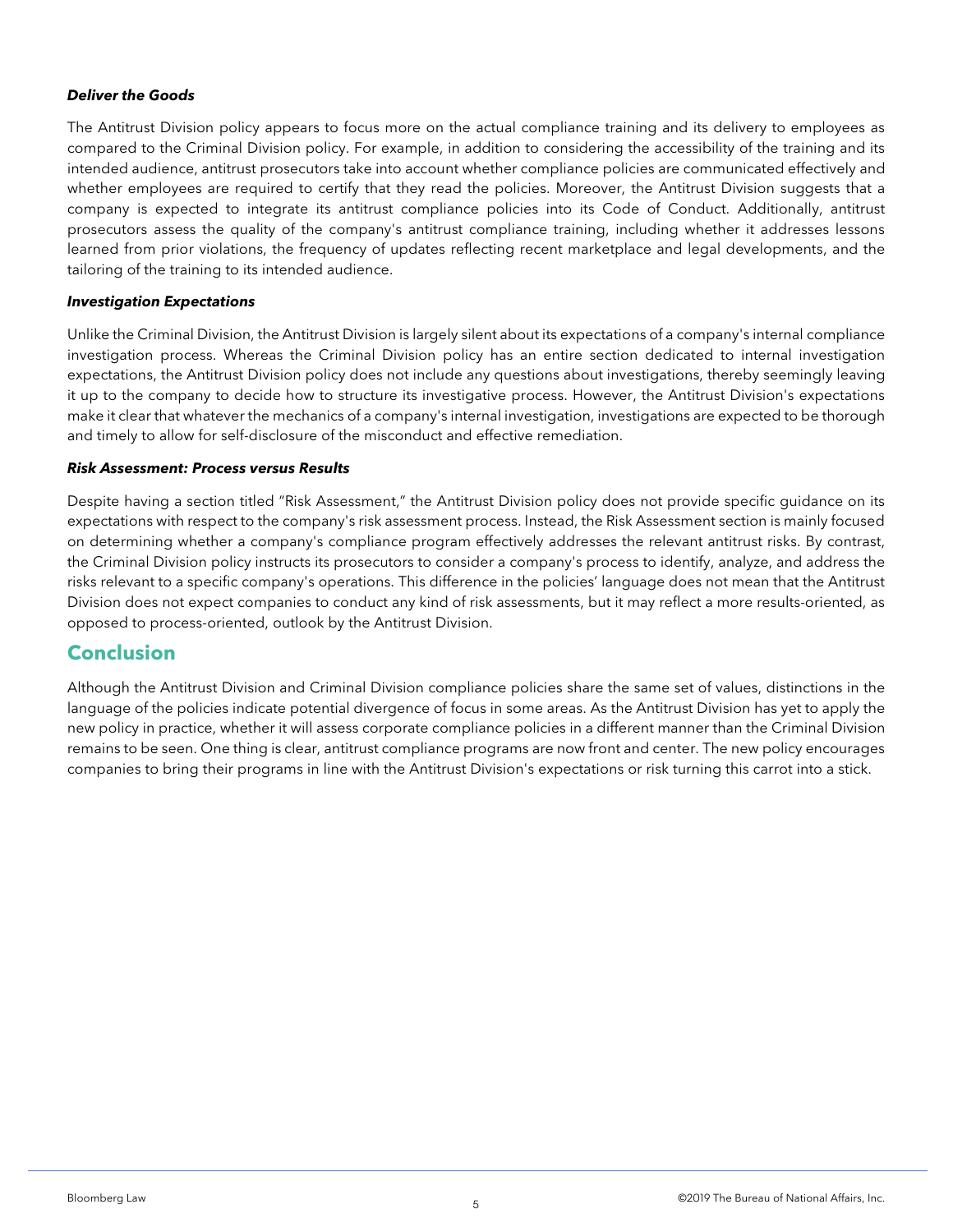***Deliver the Goods***

The Antitrust Division policy appears to focus more on the actual compliance training and its delivery to employees as compared to the Criminal Division policy. For example, in addition to considering the accessibility of the training and its intended audience, antitrust prosecutors take into account whether compliance policies are communicated effectively and whether employees are required to certify that they read the policies. Moreover, the Antitrust Division suggests that a company is expected to integrate its antitrust compliance policies into its Code of Conduct. Additionally, antitrust prosecutors assess the quality of the company's antitrust compliance training, including whether it addresses lessons learned from prior violations, the frequency of updates reflecting recent marketplace and legal developments, and the tailoring of the training to its intended audience.

***Investigation Expectations***

Unlike the Criminal Division, the Antitrust Division is largely silent about its expectations of a company's internal compliance investigation process. Whereas the Criminal Division policy has an entire section dedicated to internal investigation expectations, the Antitrust Division policy does not include any questions about investigations, thereby seemingly leaving it up to the company to decide how to structure its investigative process. However, the Antitrust Division's expectations make it clear that whatever the mechanics of a company's internal investigation, investigations are expected to be thorough and timely to allow for self-disclosure of the misconduct and effective remediation.

***Risk Assessment: Process versus Results***

Despite having a section titled "Risk Assessment," the Antitrust Division policy does not provide specific guidance on its expectations with respect to the company's risk assessment process. Instead, the Risk Assessment section is mainly focused on determining whether a company's compliance program effectively addresses the relevant antitrust risks. By contrast, the Criminal Division policy instructs its prosecutors to consider a company's process to identify, analyze, and address the risks relevant to a specific company's operations. This difference in the policies' language does not mean that the Antitrust Division does not expect companies to conduct any kind of risk assessments, but it may reflect a more results-oriented, as opposed to process-oriented, outlook by the Antitrust Division.

## Conclusion

Although the Antitrust Division and Criminal Division compliance policies share the same set of values, distinctions in the language of the policies indicate potential divergence of focus in some areas. As the Antitrust Division has yet to apply the new policy in practice, whether it will assess corporate compliance policies in a different manner than the Criminal Division remains to be seen. One thing is clear, antitrust compliance programs are now front and center. The new policy encourages companies to bring their programs in line with the Antitrust Division's expectations or risk turning this carrot into a stick.